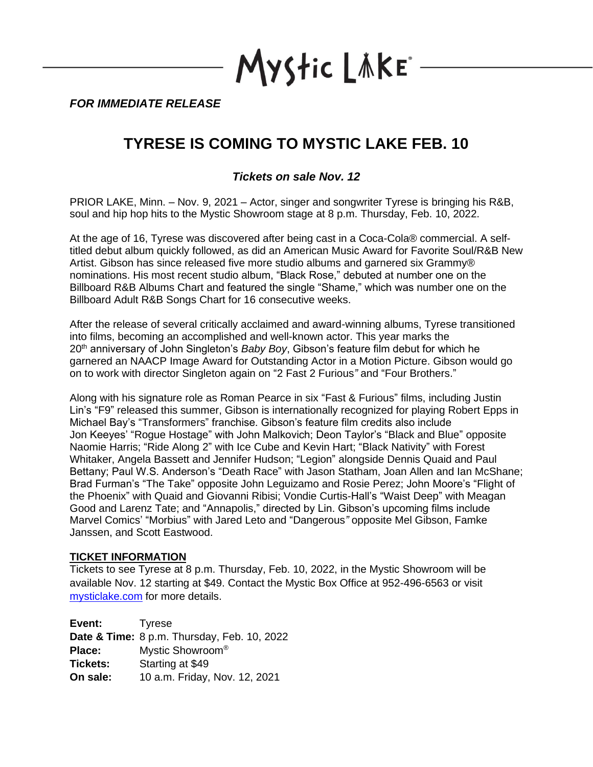Mystic Lake

*FOR IMMEDIATE RELEASE*

# TYRESE IS COMING TO MYSTIC LAKE FEB. 10

***Tickets on sale Nov. 12***

PRIOR LAKE, Minn. – Nov. 9, 2021 – Actor, singer and songwriter Tyrese is bringing his R&B, soul and hip hop hits to the Mystic Showroom stage at 8 p.m. Thursday, Feb. 10, 2022.

At the age of 16, Tyrese was discovered after being cast in a Coca-Cola® commercial. A self-titled debut album quickly followed, as did an American Music Award for Favorite Soul/R&B New Artist. Gibson has since released five more studio albums and garnered six Grammy® nominations. His most recent studio album, "Black Rose," debuted at number one on the Billboard R&B Albums Chart and featured the single "Shame," which was number one on the Billboard Adult R&B Songs Chart for 16 consecutive weeks.

After the release of several critically acclaimed and award-winning albums, Tyrese transitioned into films, becoming an accomplished and well-known actor. This year marks the 20th anniversary of John Singleton's *Baby Boy*, Gibson's feature film debut for which he garnered an NAACP Image Award for Outstanding Actor in a Motion Picture. Gibson would go on to work with director Singleton again on "2 Fast 2 Furious" and "Four Brothers."

Along with his signature role as Roman Pearce in six "Fast & Furious" films, including Justin Lin's "F9" released this summer, Gibson is internationally recognized for playing Robert Epps in Michael Bay's "Transformers" franchise. Gibson's feature film credits also include Jon Keeyes' "Rogue Hostage" with John Malkovich; Deon Taylor's "Black and Blue" opposite Naomie Harris; "Ride Along 2" with Ice Cube and Kevin Hart; "Black Nativity" with Forest Whitaker, Angela Bassett and Jennifer Hudson; "Legion" alongside Dennis Quaid and Paul Bettany; Paul W.S. Anderson's "Death Race" with Jason Statham, Joan Allen and Ian McShane; Brad Furman's "The Take" opposite John Leguizamo and Rosie Perez; John Moore's "Flight of the Phoenix" with Quaid and Giovanni Ribisi; Vondie Curtis-Hall's "Waist Deep" with Meagan Good and Larenz Tate; and "Annapolis," directed by Lin. Gibson's upcoming films include Marvel Comics' "Morbius" with Jared Leto and "Dangerous" opposite Mel Gibson, Famke Janssen, and Scott Eastwood.

**TICKET INFORMATION**

Tickets to see Tyrese at 8 p.m. Thursday, Feb. 10, 2022, in the Mystic Showroom will be available Nov. 12 starting at $49. Contact the Mystic Box Office at 952-496-6563 or visit mysticlake.com for more details.

**Event:** Tyrese
**Date & Time:** 8 p.m. Thursday, Feb. 10, 2022
**Place:** Mystic Showroom®
**Tickets:** Starting at $49
**On sale:** 10 a.m. Friday, Nov. 12, 2021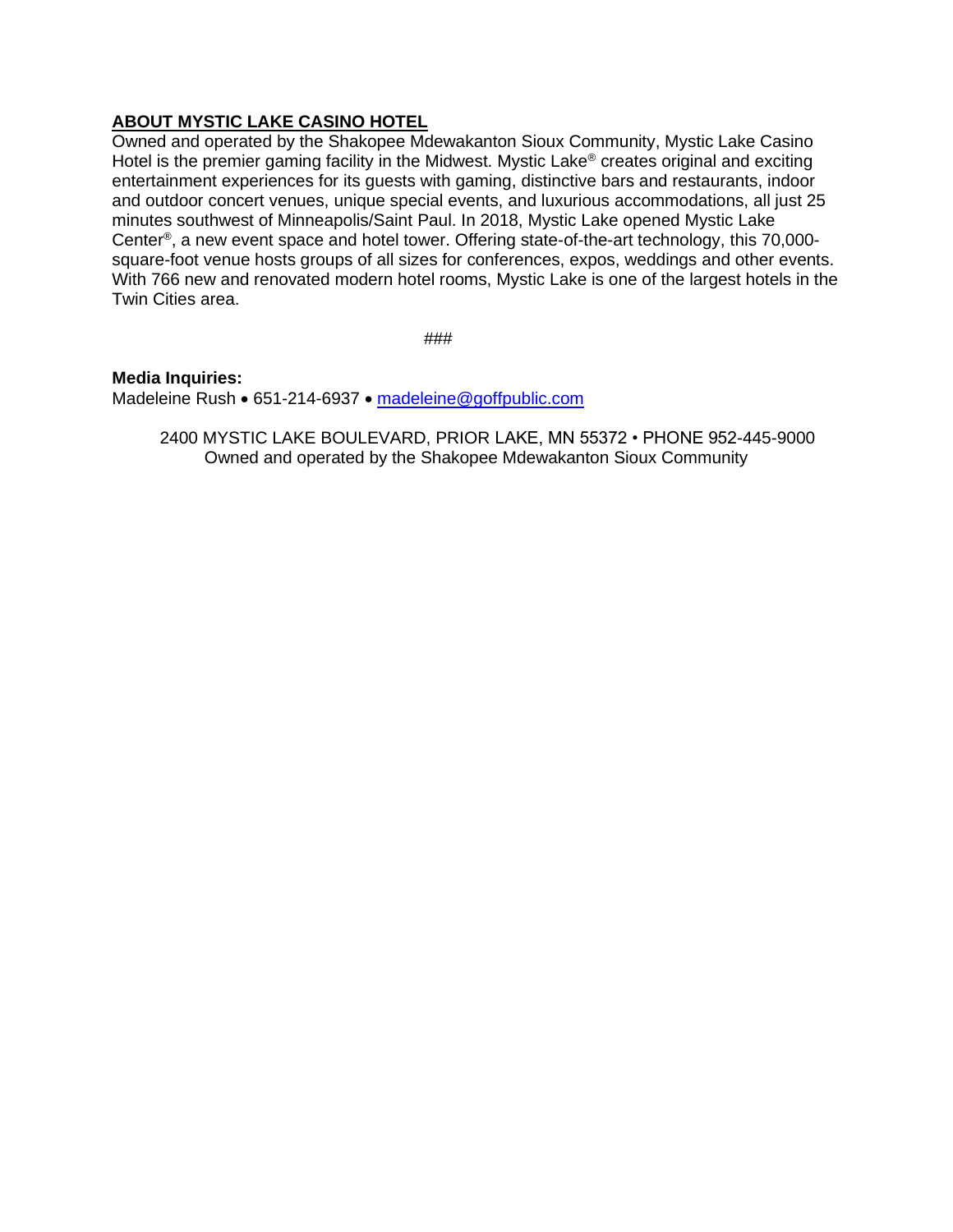## ABOUT MYSTIC LAKE CASINO HOTEL

Owned and operated by the Shakopee Mdewakanton Sioux Community, Mystic Lake Casino Hotel is the premier gaming facility in the Midwest. Mystic Lake® creates original and exciting entertainment experiences for its guests with gaming, distinctive bars and restaurants, indoor and outdoor concert venues, unique special events, and luxurious accommodations, all just 25 minutes southwest of Minneapolis/Saint Paul. In 2018, Mystic Lake opened Mystic Lake Center®, a new event space and hotel tower. Offering state-of-the-art technology, this 70,000-square-foot venue hosts groups of all sizes for conferences, expos, weddings and other events. With 766 new and renovated modern hotel rooms, Mystic Lake is one of the largest hotels in the Twin Cities area.

###

**Media Inquiries:**
Madeleine Rush • 651-214-6937 • madeleine@goffpublic.com

2400 MYSTIC LAKE BOULEVARD, PRIOR LAKE, MN 55372 • PHONE 952-445-9000
Owned and operated by the Shakopee Mdewakanton Sioux Community